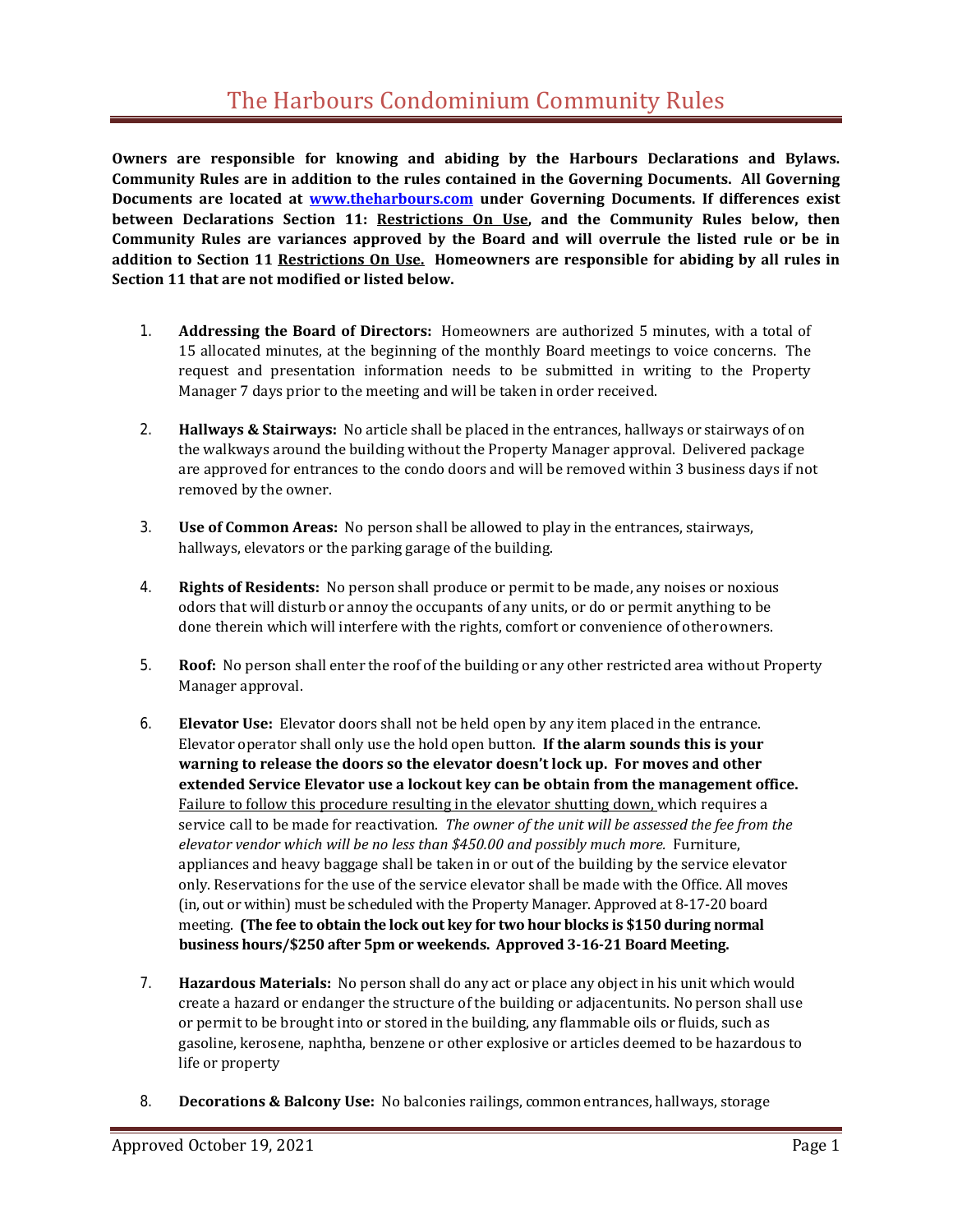# The Harbours Condominium Community Rules

**Owners are responsible for knowing and abiding by the Harbours Declarations and Bylaws. Community Rules are in addition to the rules contained in the Governing Documents. All Governing Documents are located at [www.theharbours.com](http://www.theharbours.com) under Governing Documents. If differences exist between Declarations Section 11: Restrictions On Use, and the Community Rules below, then Community Rules are variances approved by the Board and will overrule the listed rule or be in addition to Section 11 Restrictions On Use. Homeowners are responsible for abiding by all rules in Section 11 that are not modified or listed below.**

1. **Addressing the Board of Directors:** Homeowners are authorized 5 minutes, with a total of 15 allocated minutes, at the beginning of the monthly Board meetings to voice concerns. The request and presentation information needs to be submitted in writing to the Property Manager 7 days prior to the meeting and will be taken in order received.

2. **Hallways & Stairways:** No article shall be placed in the entrances, hallways or stairways of on the walkways around the building without the Property Manager approval. Delivered package are approved for entrances to the condo doors and will be removed within 3 business days if not removed by the owner.

3. **Use of Common Areas:** No person shall be allowed to play in the entrances, stairways, hallways, elevators or the parking garage of the building.

4. **Rights of Residents:** No person shall produce or permit to be made, any noises or noxious odors that will disturb or annoy the occupants of any units, or do or permit anything to be done therein which will interfere with the rights, comfort or convenience of other owners.

5. **Roof:** No person shall enter the roof of the building or any other restricted area without Property Manager approval.

6. **Elevator Use:** Elevator doors shall not be held open by any item placed in the entrance. Elevator operator shall only use the hold open button. **If the alarm sounds this is your warning to release the doors so the elevator doesn't lock up. For moves and other extended Service Elevator use a lockout key can be obtain from the management office.** Failure to follow this procedure resulting in the elevator shutting down, which requires a service call to be made for reactivation. *The owner of the unit will be assessed the fee from the elevator vendor which will be no less than $450.00 and possibly much more.* Furniture, appliances and heavy baggage shall be taken in or out of the building by the service elevator only. Reservations for the use of the service elevator shall be made with the Office. All moves (in, out or within) must be scheduled with the Property Manager. Approved at 8-17-20 board meeting. **(The fee to obtain the lock out key for two hour blocks is $150 during normal business hours/$250 after 5pm or weekends. Approved 3-16-21 Board Meeting.**

7. **Hazardous Materials:** No person shall do any act or place any object in his unit which would create a hazard or endanger the structure of the building or adjacent units. No person shall use or permit to be brought into or stored in the building, any flammable oils or fluids, such as gasoline, kerosene, naphtha, benzene or other explosive or articles deemed to be hazardous to life or property

8. **Decorations & Balcony Use:** No balconies railings, common entrances, hallways, storage

Approved October 19, 2021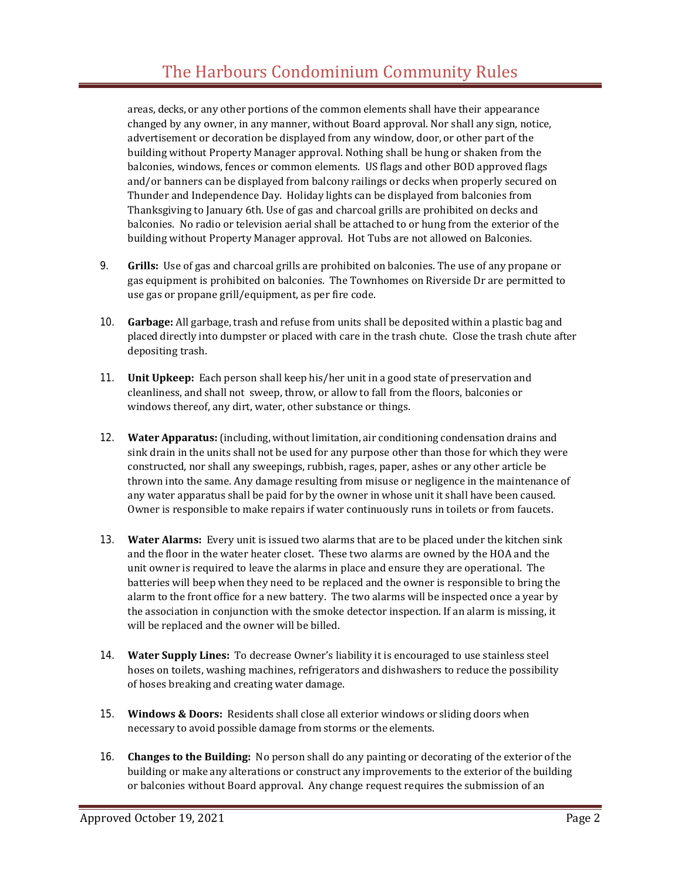areas, decks, or any other portions of the common elements shall have their appearance changed by any owner, in any manner, without Board approval. Nor shall any sign, notice, advertisement or decoration be displayed from any window, door, or other part of the building without Property Manager approval. Nothing shall be hung or shaken from the balconies, windows, fences or common elements. US flags and other BOD approved flags and/or banners can be displayed from balcony railings or decks when properly secured on Thunder and Independence Day. Holiday lights can be displayed from balconies from Thanksgiving to January 6th. Use of gas and charcoal grills are prohibited on decks and balconies. No radio or television aerial shall be attached to or hung from the exterior of the building without Property Manager approval. Hot Tubs are not allowed on Balconies.

9. **Grills:** Use of gas and charcoal grills are prohibited on balconies. The use of any propane or gas equipment is prohibited on balconies. The Townhomes on Riverside Dr are permitted to use gas or propane grill/equipment, as per fire code.

10. **Garbage:** All garbage, trash and refuse from units shall be deposited within a plastic bag and placed directly into dumpster or placed with care in the trash chute. Close the trash chute after depositing trash.

11. **Unit Upkeep:** Each person shall keep his/her unit in a good state of preservation and cleanliness, and shall not sweep, throw, or allow to fall from the floors, balconies or windows thereof, any dirt, water, other substance or things.

12. **Water Apparatus:** (including, without limitation, air conditioning condensation drains and sink drain in the units shall not be used for any purpose other than those for which they were constructed, nor shall any sweepings, rubbish, rages, paper, ashes or any other article be thrown into the same. Any damage resulting from misuse or negligence in the maintenance of any water apparatus shall be paid for by the owner in whose unit it shall have been caused. Owner is responsible to make repairs if water continuously runs in toilets or from faucets.

13. **Water Alarms:** Every unit is issued two alarms that are to be placed under the kitchen sink and the floor in the water heater closet. These two alarms are owned by the HOA and the unit owner is required to leave the alarms in place and ensure they are operational. The batteries will beep when they need to be replaced and the owner is responsible to bring the alarm to the front office for a new battery. The two alarms will be inspected once a year by the association in conjunction with the smoke detector inspection. If an alarm is missing, it will be replaced and the owner will be billed.

14. **Water Supply Lines:** To decrease Owner's liability it is encouraged to use stainless steel hoses on toilets, washing machines, refrigerators and dishwashers to reduce the possibility of hoses breaking and creating water damage.

15. **Windows & Doors:** Residents shall close all exterior windows or sliding doors when necessary to avoid possible damage from storms or the elements.

16. **Changes to the Building:** No person shall do any painting or decorating of the exterior of the building or make any alterations or construct any improvements to the exterior of the building or balconies without Board approval. Any change request requires the submission of an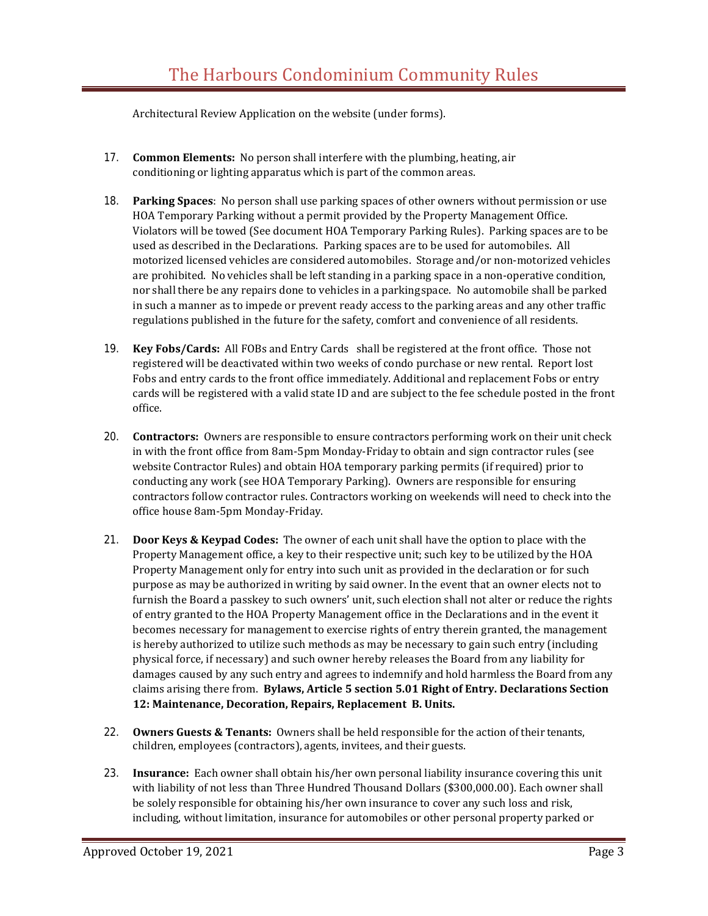Architectural Review Application on the website (under forms).

17. **Common Elements:** No person shall interfere with the plumbing, heating, air conditioning or lighting apparatus which is part of the common areas.

18. **Parking Spaces**: No person shall use parking spaces of other owners without permission or use HOA Temporary Parking without a permit provided by the Property Management Office. Violators will be towed (See document HOA Temporary Parking Rules). Parking spaces are to be used as described in the Declarations. Parking spaces are to be used for automobiles. All motorized licensed vehicles are considered automobiles. Storage and/or non-motorized vehicles are prohibited. No vehicles shall be left standing in a parking space in a non-operative condition, nor shall there be any repairs done to vehicles in a parking space. No automobile shall be parked in such a manner as to impede or prevent ready access to the parking areas and any other traffic regulations published in the future for the safety, comfort and convenience of all residents.

19. **Key Fobs/Cards:** All FOBs and Entry Cards shall be registered at the front office. Those not registered will be deactivated within two weeks of condo purchase or new rental. Report lost Fobs and entry cards to the front office immediately. Additional and replacement Fobs or entry cards will be registered with a valid state ID and are subject to the fee schedule posted in the front office.

20. **Contractors:** Owners are responsible to ensure contractors performing work on their unit check in with the front office from 8am-5pm Monday-Friday to obtain and sign contractor rules (see website Contractor Rules) and obtain HOA temporary parking permits (if required) prior to conducting any work (see HOA Temporary Parking). Owners are responsible for ensuring contractors follow contractor rules. Contractors working on weekends will need to check into the office house 8am-5pm Monday-Friday.

21. **Door Keys & Keypad Codes:** The owner of each unit shall have the option to place with the Property Management office, a key to their respective unit; such key to be utilized by the HOA Property Management only for entry into such unit as provided in the declaration or for such purpose as may be authorized in writing by said owner. In the event that an owner elects not to furnish the Board a passkey to such owners' unit, such election shall not alter or reduce the rights of entry granted to the HOA Property Management office in the Declarations and in the event it becomes necessary for management to exercise rights of entry therein granted, the management is hereby authorized to utilize such methods as may be necessary to gain such entry (including physical force, if necessary) and such owner hereby releases the Board from any liability for damages caused by any such entry and agrees to indemnify and hold harmless the Board from any claims arising there from. **Bylaws, Article 5 section 5.01 Right of Entry. Declarations Section 12: Maintenance, Decoration, Repairs, Replacement B. Units.**

22. **Owners Guests & Tenants:** Owners shall be held responsible for the action of their tenants, children, employees (contractors), agents, invitees, and their guests.

23. **Insurance:** Each owner shall obtain his/her own personal liability insurance covering this unit with liability of not less than Three Hundred Thousand Dollars ($300,000.00). Each owner shall be solely responsible for obtaining his/her own insurance to cover any such loss and risk, including, without limitation, insurance for automobiles or other personal property parked or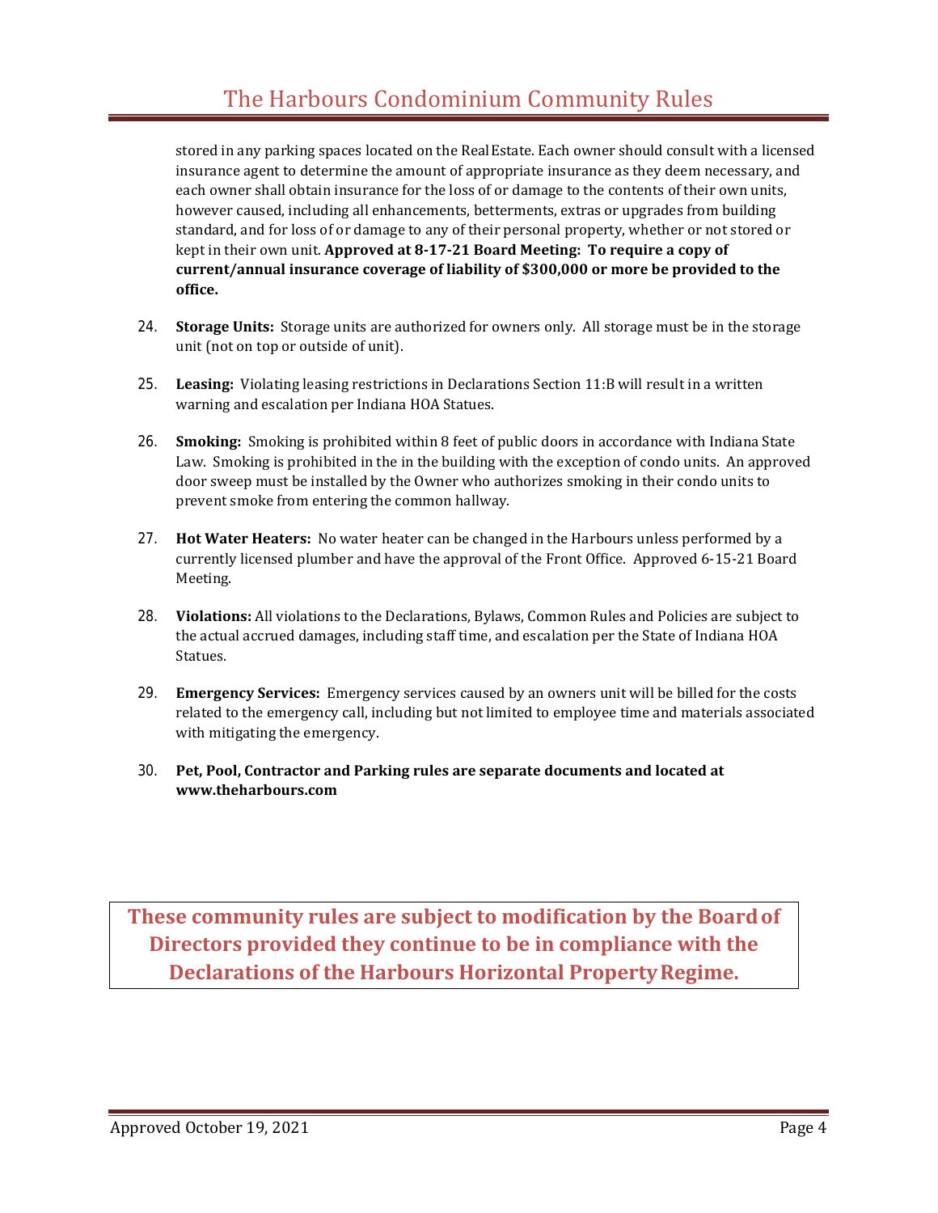stored in any parking spaces located on the Real Estate. Each owner should consult with a licensed insurance agent to determine the amount of appropriate insurance as they deem necessary, and each owner shall obtain insurance for the loss of or damage to the contents of their own units, however caused, including all enhancements, betterments, extras or upgrades from building standard, and for loss of or damage to any of their personal property, whether or not stored or kept in their own unit. **Approved at 8-17-21 Board Meeting: To require a copy of current/annual insurance coverage of liability of $300,000 or more be provided to the office.**

24. **Storage Units:** Storage units are authorized for owners only. All storage must be in the storage unit (not on top or outside of unit).

25. **Leasing:** Violating leasing restrictions in Declarations Section 11:B will result in a written warning and escalation per Indiana HOA Statues.

26. **Smoking:** Smoking is prohibited within 8 feet of public doors in accordance with Indiana State Law. Smoking is prohibited in the in the building with the exception of condo units. An approved door sweep must be installed by the Owner who authorizes smoking in their condo units to prevent smoke from entering the common hallway.

27. **Hot Water Heaters:** No water heater can be changed in the Harbours unless performed by a currently licensed plumber and have the approval of the Front Office. Approved 6-15-21 Board Meeting.

28. **Violations:** All violations to the Declarations, Bylaws, Common Rules and Policies are subject to the actual accrued damages, including staff time, and escalation per the State of Indiana HOA Statues.

29. **Emergency Services:** Emergency services caused by an owners unit will be billed for the costs related to the emergency call, including but not limited to employee time and materials associated with mitigating the emergency.

30. **Pet, Pool, Contractor and Parking rules are separate documents and located at www.theharbours.com**

**These community rules are subject to modification by the Board of Directors provided they continue to be in compliance with the Declarations of the Harbours Horizontal Property Regime.**

Approved October 19, 2021